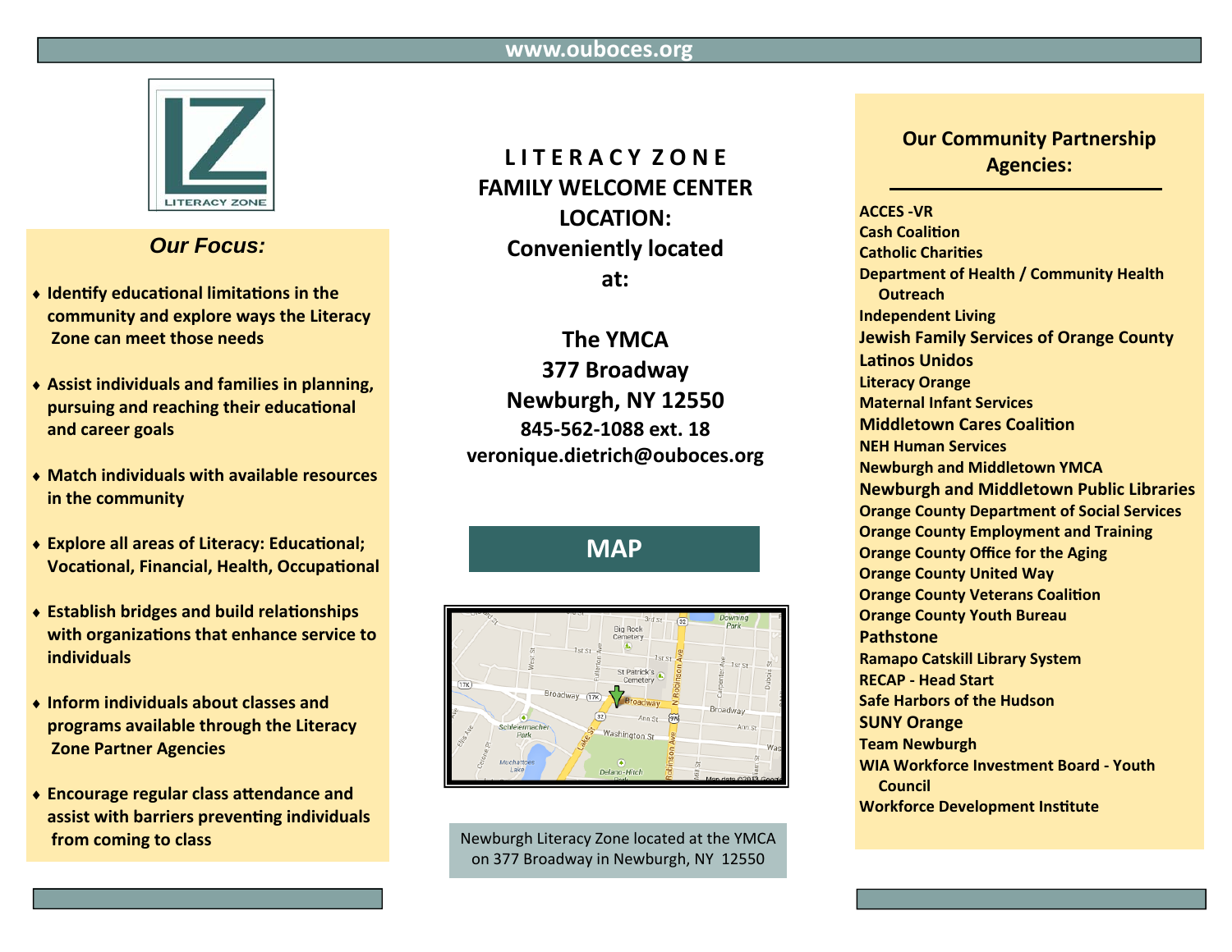www.ouboces.org

LITERACY ZONE

## *Our Focus:*

- **Identify educational limitations in the community and explore ways the Literacy Zone can meet those needs**
- **Assist individuals and families in planning, pursuing and reaching their educational and career goals**
- **Match individuals with available resources in the community**
- **Explore all areas of Literacy: Educational; Vocational, Financial, Health, Occupational**
- **Establish bridges and build relationships with organizations that enhance service to individuals**
- **Inform individuals about classes and programs available through the Literacy Zone Partner Agencies**
- **Encourage regular class attendance and assist with barriers preventing individuals from coming to class**

## LITERACY ZONE FAMILY WELCOME CENTER LOCATION: Conveniently located at:

**The YMCA**
**377 Broadway**
**Newburgh, NY 12550**
**845-562-1088 ext. 18**
**veronique.dietrich@ouboces.org**

## MAP

Newburgh Literacy Zone located at the YMCA on 377 Broadway in Newburgh, NY 12550

## Our Community Partnership Agencies:

**ACCES -VR**
**Cash Coalition**
**Catholic Charities**
**Department of Health / Community Health Outreach**
**Independent Living**
**Jewish Family Services of Orange County**
**Latinos Unidos**
**Literacy Orange**
**Maternal Infant Services**
**Middletown Cares Coalition**
**NEH Human Services**
**Newburgh and Middletown YMCA**
**Newburgh and Middletown Public Libraries**
**Orange County Department of Social Services**
**Orange County Employment and Training**
**Orange County Office for the Aging**
**Orange County United Way**
**Orange County Veterans Coalition**
**Orange County Youth Bureau**
**Pathstone**
**Ramapo Catskill Library System**
**RECAP - Head Start**
**Safe Harbors of the Hudson**
**SUNY Orange**
**Team Newburgh**
**WIA Workforce Investment Board - Youth Council**
**Workforce Development Institute**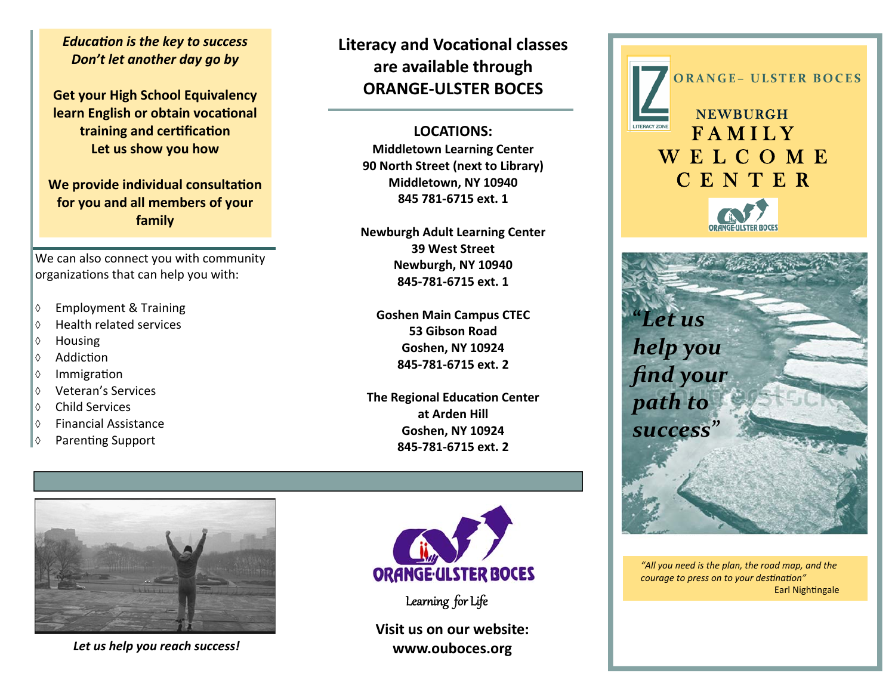*Education is the key to success*
*Don't let another day go by*

**Get your High School Equivalency learn English or obtain vocational training and certification**
**Let us show you how**

**We provide individual consultation for you and all members of your family**

We can also connect you with community organizations that can help you with:

- Employment & Training
- Health related services
- Housing
- Addiction
- Immigration
- Veteran's Services
- Child Services
- Financial Assistance
- Parenting Support

*Let us help you reach success!*

## Literacy and Vocational classes are available through ORANGE-ULSTER BOCES

**LOCATIONS:**

**Middletown Learning Center**
**90 North Street (next to Library)**
**Middletown, NY 10940**
**845 781-6715 ext. 1**

**Newburgh Adult Learning Center**
**39 West Street**
**Newburgh, NY 10940**
**845-781-6715 ext. 1**

**Goshen Main Campus CTEC**
**53 Gibson Road**
**Goshen, NY 10924**
**845-781-6715 ext. 2**

**The Regional Education Center at Arden Hill**
**Goshen, NY 10924**
**845-781-6715 ext. 2**

ORANGE-ULSTER BOCES

Learning for Life

**Visit us on our website:**
**www.ouboces.org**

LITERACY ZONE

ORANGE– ULSTER BOCES

# NEWBURGH FAMILY WELCOME CENTER

ORANGE-ULSTER BOCES

*"Let us help you find your path to success"*

*"All you need is the plan, the road map, and the courage to press on to your destination"*
Earl Nightingale